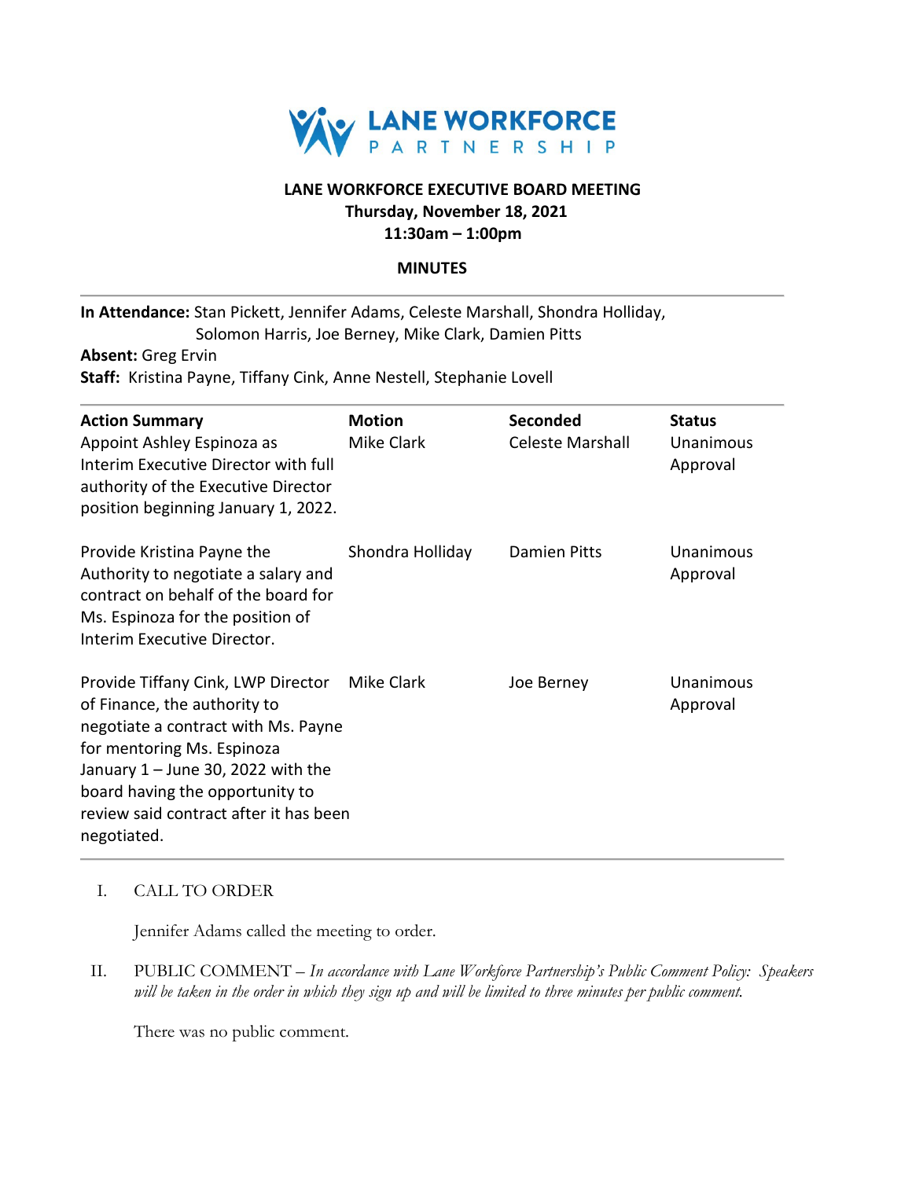# LANE WORKFORCE PARTNERSHIP

## LANE WORKFORCE EXECUTIVE BOARD MEETING
**Thursday, November 18, 2021**
**11:30am – 1:00pm**

**MINUTES**

---

**In Attendance:** Stan Pickett, Jennifer Adams, Celeste Marshall, Shondra Holliday, Solomon Harris, Joe Berney, Mike Clark, Damien Pitts
**Absent:** Greg Ervin
**Staff:** Kristina Payne, Tiffany Cink, Anne Nestell, Stephanie Lovell

| Action Summary | Motion | Seconded | Status |
|---|---|---|---|
| Appoint Ashley Espinoza as Interim Executive Director with full authority of the Executive Director position beginning January 1, 2022. | Mike Clark | Celeste Marshall | Unanimous Approval |
| Provide Kristina Payne the Authority to negotiate a salary and contract on behalf of the board for Ms. Espinoza for the position of Interim Executive Director. | Shondra Holliday | Damien Pitts | Unanimous Approval |
| Provide Tiffany Cink, LWP Director of Finance, the authority to negotiate a contract with Ms. Payne for mentoring Ms. Espinoza January 1 – June 30, 2022 with the board having the opportunity to review said contract after it has been negotiated. | Mike Clark | Joe Berney | Unanimous Approval |

I. CALL TO ORDER

Jennifer Adams called the meeting to order.

II. PUBLIC COMMENT – *In accordance with Lane Workforce Partnership's Public Comment Policy: Speakers will be taken in the order in which they sign up and will be limited to three minutes per public comment.*

There was no public comment.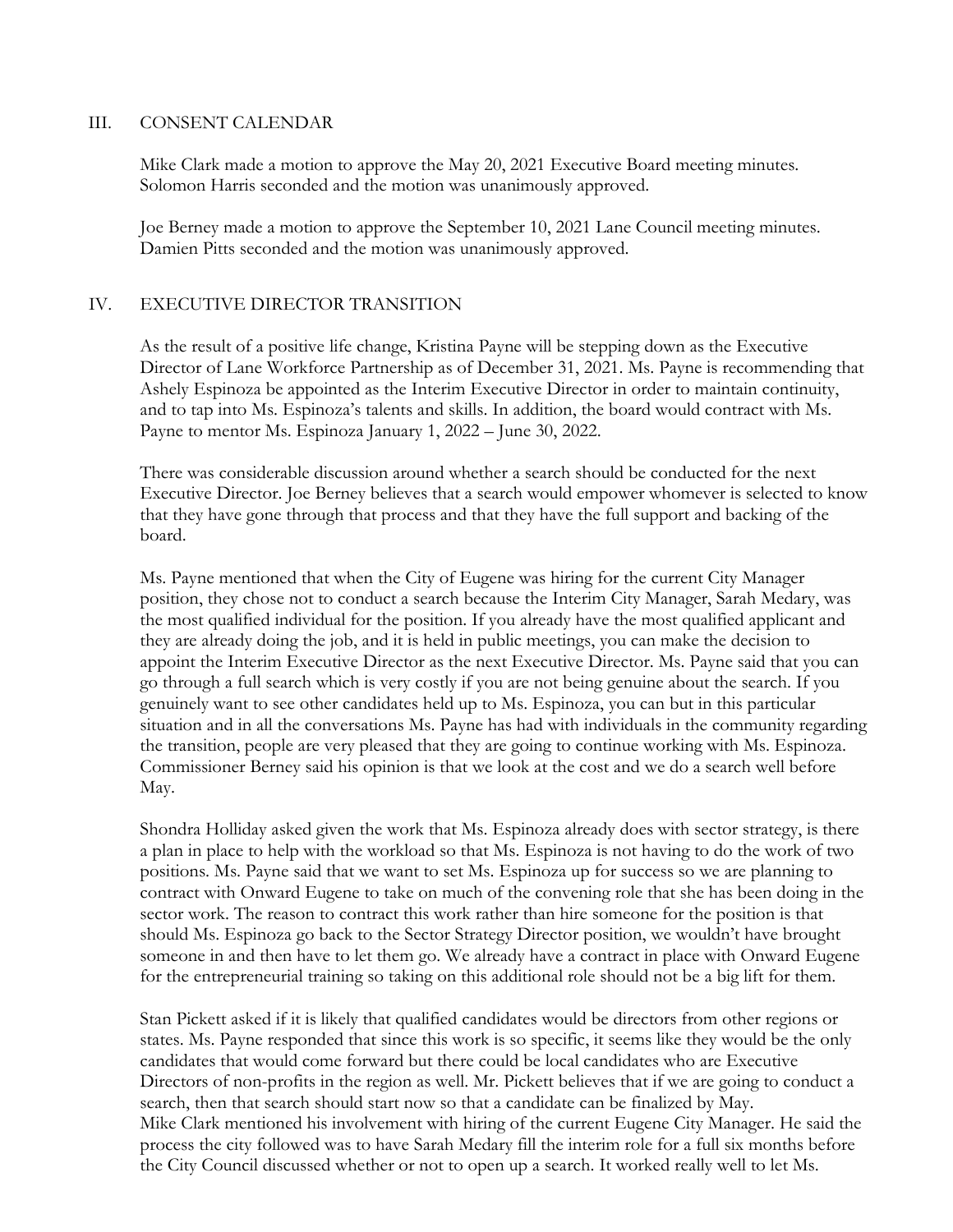## III. CONSENT CALENDAR

Mike Clark made a motion to approve the May 20, 2021 Executive Board meeting minutes. Solomon Harris seconded and the motion was unanimously approved.

Joe Berney made a motion to approve the September 10, 2021 Lane Council meeting minutes. Damien Pitts seconded and the motion was unanimously approved.

## IV. EXECUTIVE DIRECTOR TRANSITION

As the result of a positive life change, Kristina Payne will be stepping down as the Executive Director of Lane Workforce Partnership as of December 31, 2021. Ms. Payne is recommending that Ashely Espinoza be appointed as the Interim Executive Director in order to maintain continuity, and to tap into Ms. Espinoza's talents and skills. In addition, the board would contract with Ms. Payne to mentor Ms. Espinoza January 1, 2022 – June 30, 2022.

There was considerable discussion around whether a search should be conducted for the next Executive Director. Joe Berney believes that a search would empower whomever is selected to know that they have gone through that process and that they have the full support and backing of the board.

Ms. Payne mentioned that when the City of Eugene was hiring for the current City Manager position, they chose not to conduct a search because the Interim City Manager, Sarah Medary, was the most qualified individual for the position. If you already have the most qualified applicant and they are already doing the job, and it is held in public meetings, you can make the decision to appoint the Interim Executive Director as the next Executive Director. Ms. Payne said that you can go through a full search which is very costly if you are not being genuine about the search. If you genuinely want to see other candidates held up to Ms. Espinoza, you can but in this particular situation and in all the conversations Ms. Payne has had with individuals in the community regarding the transition, people are very pleased that they are going to continue working with Ms. Espinoza. Commissioner Berney said his opinion is that we look at the cost and we do a search well before May.

Shondra Holliday asked given the work that Ms. Espinoza already does with sector strategy, is there a plan in place to help with the workload so that Ms. Espinoza is not having to do the work of two positions. Ms. Payne said that we want to set Ms. Espinoza up for success so we are planning to contract with Onward Eugene to take on much of the convening role that she has been doing in the sector work. The reason to contract this work rather than hire someone for the position is that should Ms. Espinoza go back to the Sector Strategy Director position, we wouldn't have brought someone in and then have to let them go. We already have a contract in place with Onward Eugene for the entrepreneurial training so taking on this additional role should not be a big lift for them.

Stan Pickett asked if it is likely that qualified candidates would be directors from other regions or states. Ms. Payne responded that since this work is so specific, it seems like they would be the only candidates that would come forward but there could be local candidates who are Executive Directors of non-profits in the region as well. Mr. Pickett believes that if we are going to conduct a search, then that search should start now so that a candidate can be finalized by May.
Mike Clark mentioned his involvement with hiring of the current Eugene City Manager. He said the process the city followed was to have Sarah Medary fill the interim role for a full six months before the City Council discussed whether or not to open up a search. It worked really well to let Ms.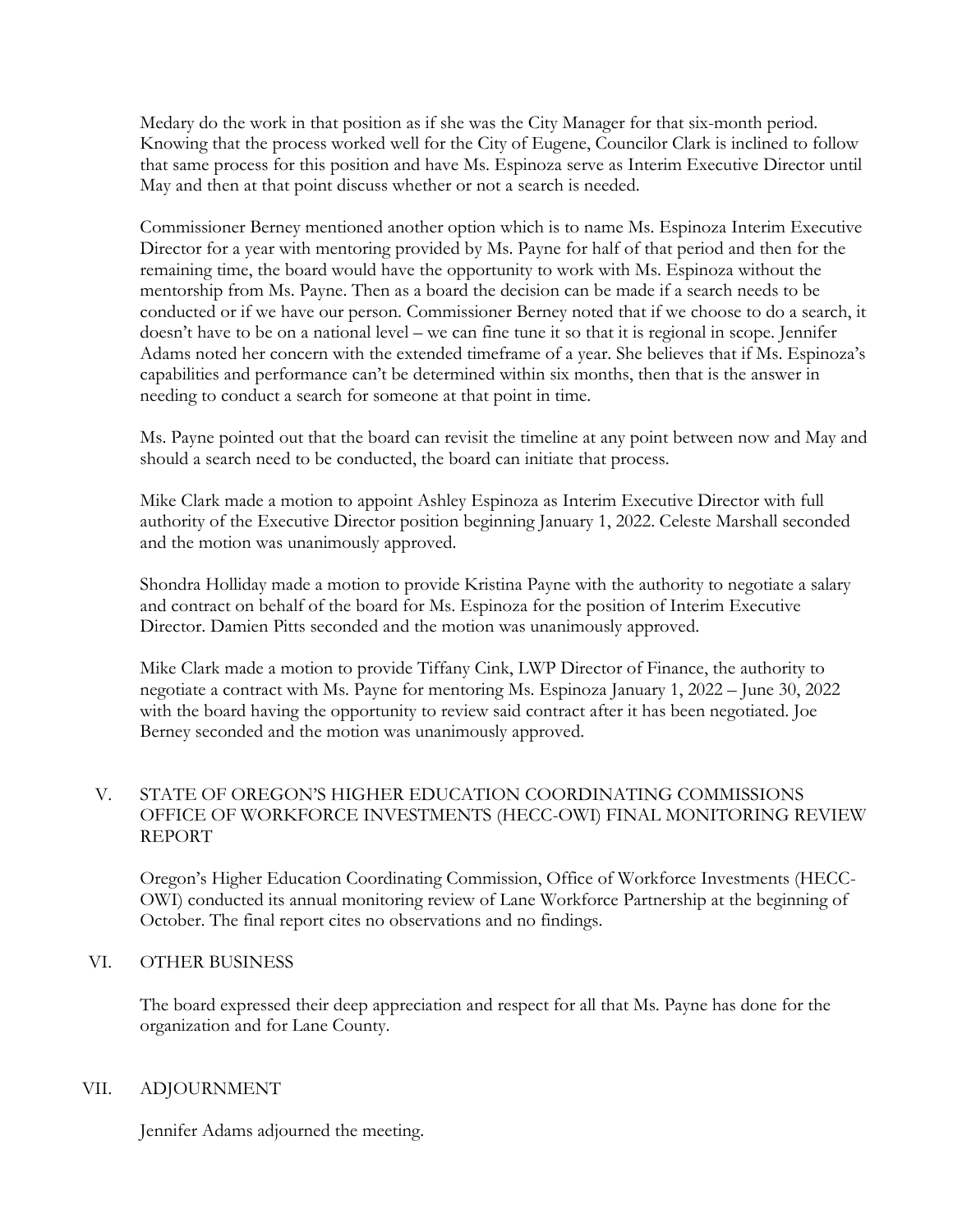Medary do the work in that position as if she was the City Manager for that six-month period. Knowing that the process worked well for the City of Eugene, Councilor Clark is inclined to follow that same process for this position and have Ms. Espinoza serve as Interim Executive Director until May and then at that point discuss whether or not a search is needed.

Commissioner Berney mentioned another option which is to name Ms. Espinoza Interim Executive Director for a year with mentoring provided by Ms. Payne for half of that period and then for the remaining time, the board would have the opportunity to work with Ms. Espinoza without the mentorship from Ms. Payne. Then as a board the decision can be made if a search needs to be conducted or if we have our person. Commissioner Berney noted that if we choose to do a search, it doesn't have to be on a national level – we can fine tune it so that it is regional in scope. Jennifer Adams noted her concern with the extended timeframe of a year. She believes that if Ms. Espinoza's capabilities and performance can't be determined within six months, then that is the answer in needing to conduct a search for someone at that point in time.

Ms. Payne pointed out that the board can revisit the timeline at any point between now and May and should a search need to be conducted, the board can initiate that process.

Mike Clark made a motion to appoint Ashley Espinoza as Interim Executive Director with full authority of the Executive Director position beginning January 1, 2022. Celeste Marshall seconded and the motion was unanimously approved.

Shondra Holliday made a motion to provide Kristina Payne with the authority to negotiate a salary and contract on behalf of the board for Ms. Espinoza for the position of Interim Executive Director. Damien Pitts seconded and the motion was unanimously approved.

Mike Clark made a motion to provide Tiffany Cink, LWP Director of Finance, the authority to negotiate a contract with Ms. Payne for mentoring Ms. Espinoza January 1, 2022 – June 30, 2022 with the board having the opportunity to review said contract after it has been negotiated. Joe Berney seconded and the motion was unanimously approved.

## V. STATE OF OREGON'S HIGHER EDUCATION COORDINATING COMMISSIONS OFFICE OF WORKFORCE INVESTMENTS (HECC-OWI) FINAL MONITORING REVIEW REPORT

Oregon's Higher Education Coordinating Commission, Office of Workforce Investments (HECC-OWI) conducted its annual monitoring review of Lane Workforce Partnership at the beginning of October. The final report cites no observations and no findings.

## VI. OTHER BUSINESS

The board expressed their deep appreciation and respect for all that Ms. Payne has done for the organization and for Lane County.

## VII. ADJOURNMENT

Jennifer Adams adjourned the meeting.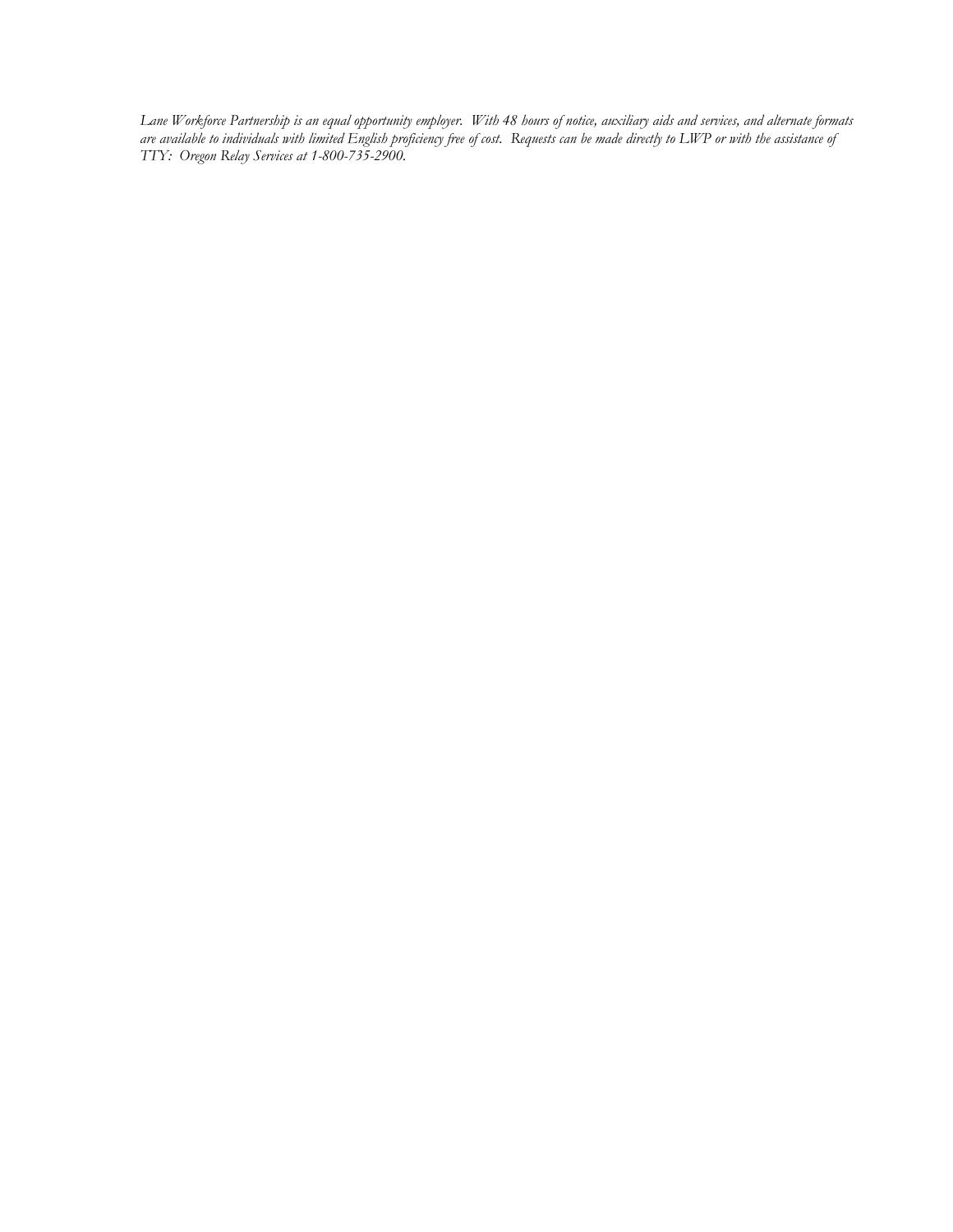*Lane Workforce Partnership is an equal opportunity employer. With 48 hours of notice, auxiliary aids and services, and alternate formats are available to individuals with limited English proficiency free of cost. Requests can be made directly to LWP or with the assistance of TTY: Oregon Relay Services at 1-800-735-2900.*